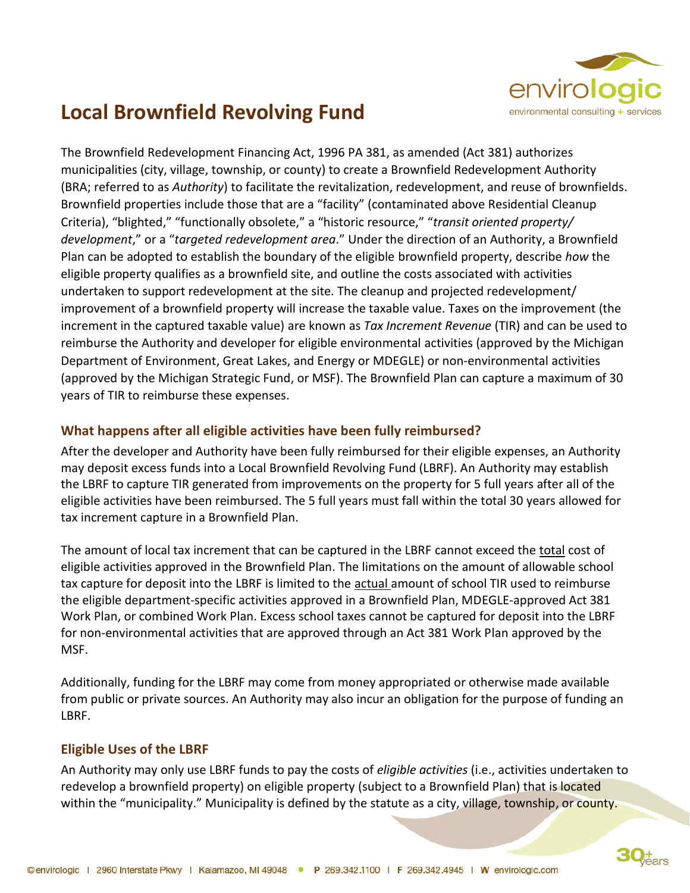# Local Brownfield Revolving Fund

The Brownfield Redevelopment Financing Act, 1996 PA 381, as amended (Act 381) authorizes municipalities (city, village, township, or county) to create a Brownfield Redevelopment Authority (BRA; referred to as *Authority*) to facilitate the revitalization, redevelopment, and reuse of brownfields. Brownfield properties include those that are a "facility" (contaminated above Residential Cleanup Criteria), "blighted," "functionally obsolete," a "historic resource," "*transit oriented property/ development*," or a "*targeted redevelopment area*." Under the direction of an Authority, a Brownfield Plan can be adopted to establish the boundary of the eligible brownfield property, describe *how* the eligible property qualifies as a brownfield site, and outline the costs associated with activities undertaken to support redevelopment at the site. The cleanup and projected redevelopment/ improvement of a brownfield property will increase the taxable value. Taxes on the improvement (the increment in the captured taxable value) are known as *Tax Increment Revenue* (TIR) and can be used to reimburse the Authority and developer for eligible environmental activities (approved by the Michigan Department of Environment, Great Lakes, and Energy or MDEGLE) or non-environmental activities (approved by the Michigan Strategic Fund, or MSF). The Brownfield Plan can capture a maximum of 30 years of TIR to reimburse these expenses.

## What happens after all eligible activities have been fully reimbursed?

After the developer and Authority have been fully reimbursed for their eligible expenses, an Authority may deposit excess funds into a Local Brownfield Revolving Fund (LBRF). An Authority may establish the LBRF to capture TIR generated from improvements on the property for 5 full years after all of the eligible activities have been reimbursed. The 5 full years must fall within the total 30 years allowed for tax increment capture in a Brownfield Plan.

The amount of local tax increment that can be captured in the LBRF cannot exceed the total cost of eligible activities approved in the Brownfield Plan. The limitations on the amount of allowable school tax capture for deposit into the LBRF is limited to the actual amount of school TIR used to reimburse the eligible department-specific activities approved in a Brownfield Plan, MDEGLE-approved Act 381 Work Plan, or combined Work Plan. Excess school taxes cannot be captured for deposit into the LBRF for non-environmental activities that are approved through an Act 381 Work Plan approved by the MSF.

Additionally, funding for the LBRF may come from money appropriated or otherwise made available from public or private sources. An Authority may also incur an obligation for the purpose of funding an LBRF.

## Eligible Uses of the LBRF

An Authority may only use LBRF funds to pay the costs of *eligible activities* (i.e., activities undertaken to redevelop a brownfield property) on eligible property (subject to a Brownfield Plan) that is located within the "municipality." Municipality is defined by the statute as a city, village, township, or county.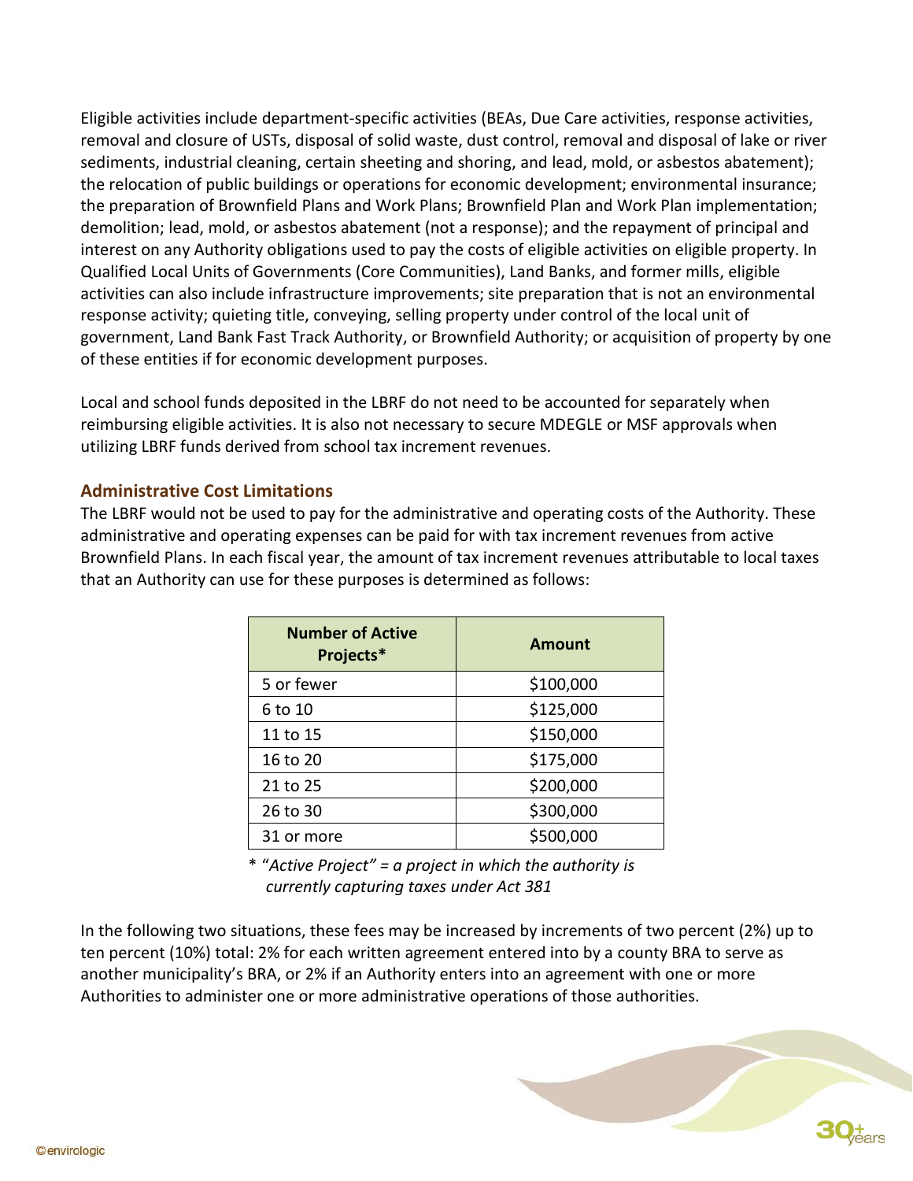Eligible activities include department-specific activities (BEAs, Due Care activities, response activities, removal and closure of USTs, disposal of solid waste, dust control, removal and disposal of lake or river sediments, industrial cleaning, certain sheeting and shoring, and lead, mold, or asbestos abatement); the relocation of public buildings or operations for economic development; environmental insurance; the preparation of Brownfield Plans and Work Plans; Brownfield Plan and Work Plan implementation; demolition; lead, mold, or asbestos abatement (not a response); and the repayment of principal and interest on any Authority obligations used to pay the costs of eligible activities on eligible property. In Qualified Local Units of Governments (Core Communities), Land Banks, and former mills, eligible activities can also include infrastructure improvements; site preparation that is not an environmental response activity; quieting title, conveying, selling property under control of the local unit of government, Land Bank Fast Track Authority, or Brownfield Authority; or acquisition of property by one of these entities if for economic development purposes.

Local and school funds deposited in the LBRF do not need to be accounted for separately when reimbursing eligible activities. It is also not necessary to secure MDEGLE or MSF approvals when utilizing LBRF funds derived from school tax increment revenues.

### Administrative Cost Limitations

The LBRF would not be used to pay for the administrative and operating costs of the Authority. These administrative and operating expenses can be paid for with tax increment revenues from active Brownfield Plans. In each fiscal year, the amount of tax increment revenues attributable to local taxes that an Authority can use for these purposes is determined as follows:

| Number of Active Projects* | Amount |
|---|---|
| 5 or fewer | $100,000 |
| 6 to 10 | $125,000 |
| 11 to 15 | $150,000 |
| 16 to 20 | $175,000 |
| 21 to 25 | $200,000 |
| 26 to 30 | $300,000 |
| 31 or more | $500,000 |

* "*Active Project" = a project in which the authority is currently capturing taxes under Act 381*

In the following two situations, these fees may be increased by increments of two percent (2%) up to ten percent (10%) total: 2% for each written agreement entered into by a county BRA to serve as another municipality's BRA, or 2% if an Authority enters into an agreement with one or more Authorities to administer one or more administrative operations of those authorities.